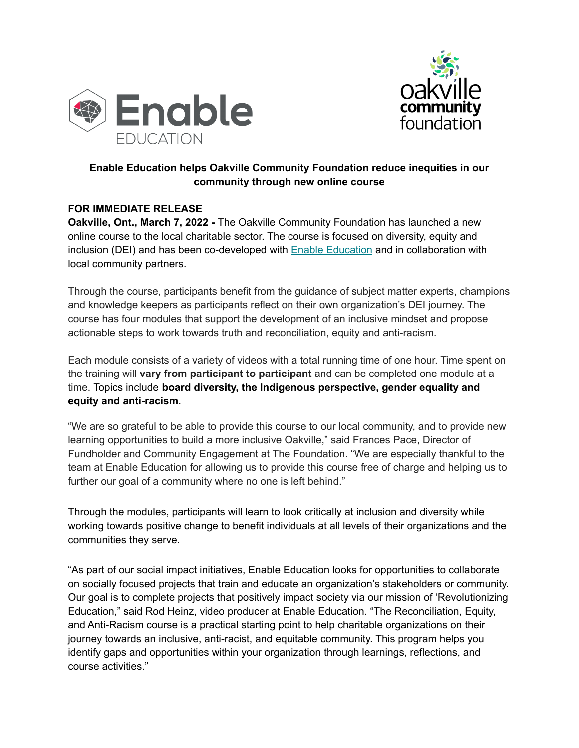**Enable Education helps Oakville Community Foundation reduce inequities in our community through new online course**

**FOR IMMEDIATE RELEASE**

**Oakville, Ont., March 7, 2022 -** The Oakville Community Foundation has launched a new online course to the local charitable sector. The course is focused on diversity, equity and inclusion (DEI) and has been co-developed with Enable Education and in collaboration with local community partners.

Through the course, participants benefit from the guidance of subject matter experts, champions and knowledge keepers as participants reflect on their own organization's DEI journey. The course has four modules that support the development of an inclusive mindset and propose actionable steps to work towards truth and reconciliation, equity and anti-racism.

Each module consists of a variety of videos with a total running time of one hour. Time spent on the training will **vary from participant to participant** and can be completed one module at a time. Topics include **board diversity, the Indigenous perspective, gender equality and equity and anti-racism**.

"We are so grateful to be able to provide this course to our local community, and to provide new learning opportunities to build a more inclusive Oakville," said Frances Pace, Director of Fundholder and Community Engagement at The Foundation. "We are especially thankful to the team at Enable Education for allowing us to provide this course free of charge and helping us to further our goal of a community where no one is left behind."

Through the modules, participants will learn to look critically at inclusion and diversity while working towards positive change to benefit individuals at all levels of their organizations and the communities they serve.

"As part of our social impact initiatives, Enable Education looks for opportunities to collaborate on socially focused projects that train and educate an organization's stakeholders or community. Our goal is to complete projects that positively impact society via our mission of 'Revolutionizing Education," said Rod Heinz, video producer at Enable Education. "The Reconciliation, Equity, and Anti-Racism course is a practical starting point to help charitable organizations on their journey towards an inclusive, anti-racist, and equitable community. This program helps you identify gaps and opportunities within your organization through learnings, reflections, and course activities."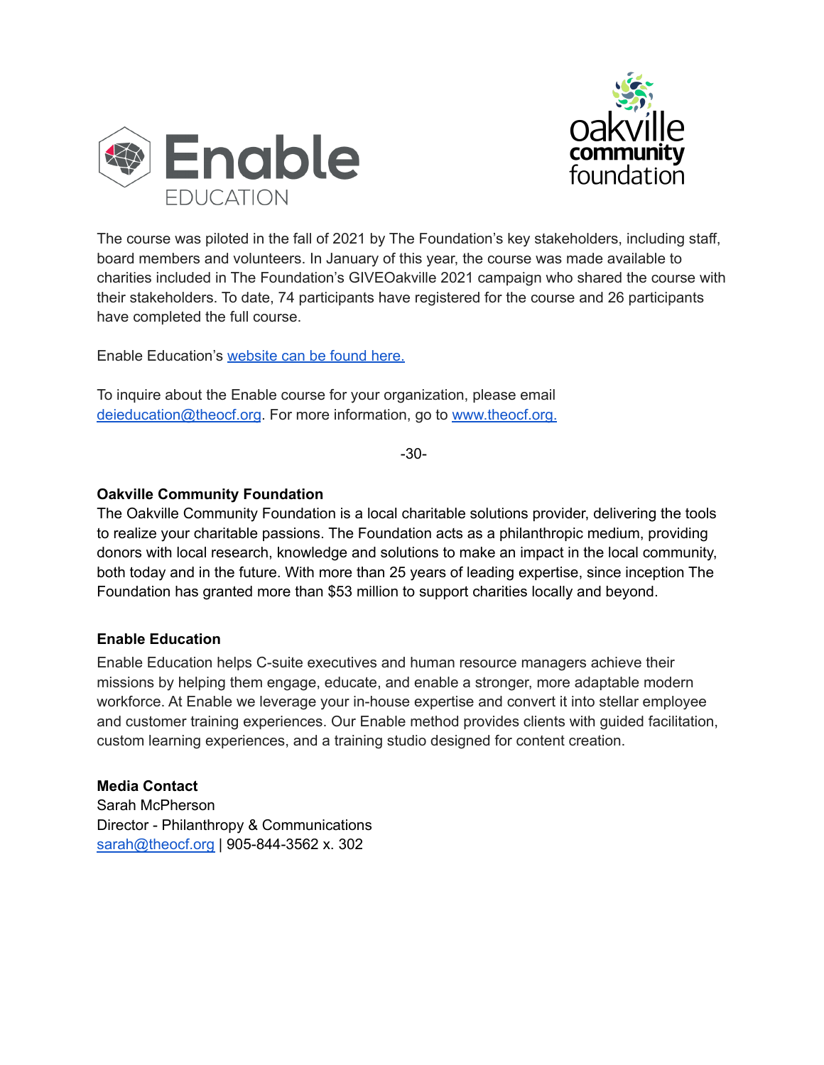The course was piloted in the fall of 2021 by The Foundation's key stakeholders, including staff, board members and volunteers. In January of this year, the course was made available to charities included in The Foundation's GIVEOakville 2021 campaign who shared the course with their stakeholders. To date, 74 participants have registered for the course and 26 participants have completed the full course.

Enable Education's website can be found here.

To inquire about the Enable course for your organization, please email deieducation@theocf.org. For more information, go to www.theocf.org.

-30-

**Oakville Community Foundation**
The Oakville Community Foundation is a local charitable solutions provider, delivering the tools to realize your charitable passions. The Foundation acts as a philanthropic medium, providing donors with local research, knowledge and solutions to make an impact in the local community, both today and in the future. With more than 25 years of leading expertise, since inception The Foundation has granted more than $53 million to support charities locally and beyond.

**Enable Education**
Enable Education helps C-suite executives and human resource managers achieve their missions by helping them engage, educate, and enable a stronger, more adaptable modern workforce. At Enable we leverage your in-house expertise and convert it into stellar employee and customer training experiences. Our Enable method provides clients with guided facilitation, custom learning experiences, and a training studio designed for content creation.

**Media Contact**
Sarah McPherson
Director - Philanthropy & Communications
sarah@theocf.org | 905-844-3562 x. 302